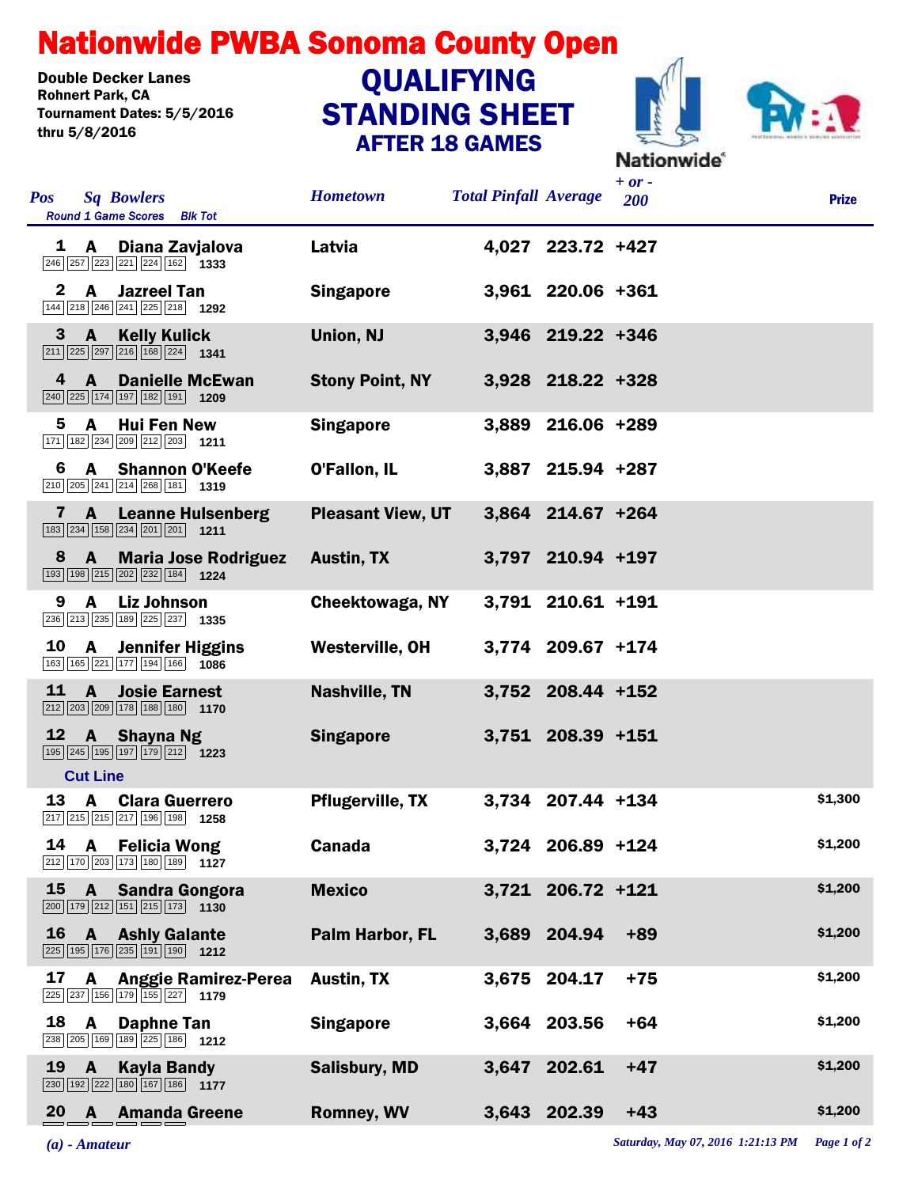# Nationwide PWBA Sonoma County Open

Double Decker Lanes
Rohnert Park, CA
Tournament Dates: 5/5/2016 thru 5/8/2016

## QUALIFYING STANDING SHEET
### AFTER 18 GAMES

| Pos | Sq | Bowlers | Round 1 Game Scores | Blk Tot | Hometown | Total Pinfall | Average | + or - 200 | Prize |
|---|---|---|---|---|---|---|---|---|---|
| 1 | A | Diana Zavjalova | 246 257 223 221 224 162 | 1333 | Latvia | 4,027 | 223.72 | +427 | |
| 2 | A | Jazreel Tan | 144 218 246 241 225 218 | 1292 | Singapore | 3,961 | 220.06 | +361 | |
| 3 | A | Kelly Kulick | 211 225 297 216 168 224 | 1341 | Union, NJ | 3,946 | 219.22 | +346 | |
| 4 | A | Danielle McEwan | 240 225 174 197 182 191 | 1209 | Stony Point, NY | 3,928 | 218.22 | +328 | |
| 5 | A | Hui Fen New | 171 182 234 209 212 203 | 1211 | Singapore | 3,889 | 216.06 | +289 | |
| 6 | A | Shannon O'Keefe | 210 205 241 214 268 181 | 1319 | O'Fallon, IL | 3,887 | 215.94 | +287 | |
| 7 | A | Leanne Hulsenberg | 183 234 158 234 201 201 | 1211 | Pleasant View, UT | 3,864 | 214.67 | +264 | |
| 8 | A | Maria Jose Rodriguez | 193 198 215 202 232 184 | 1224 | Austin, TX | 3,797 | 210.94 | +197 | |
| 9 | A | Liz Johnson | 236 213 235 189 225 237 | 1335 | Cheektowaga, NY | 3,791 | 210.61 | +191 | |
| 10 | A | Jennifer Higgins | 163 165 221 177 194 166 | 1086 | Westerville, OH | 3,774 | 209.67 | +174 | |
| 11 | A | Josie Earnest | 212 203 209 178 188 180 | 1170 | Nashville, TN | 3,752 | 208.44 | +152 | |
| 12 | A | Shayna Ng | 195 245 195 197 179 212 | 1223 | Singapore | 3,751 | 208.39 | +151 | |
| **Cut Line** | | | | | | | | | |
| 13 | A | Clara Guerrero | 217 215 215 217 196 198 | 1258 | Pflugerville, TX | 3,734 | 207.44 | +134 | $1,300 |
| 14 | A | Felicia Wong | 212 170 203 173 180 189 | 1127 | Canada | 3,724 | 206.89 | +124 | $1,200 |
| 15 | A | Sandra Gongora | 200 179 212 151 215 173 | 1130 | Mexico | 3,721 | 206.72 | +121 | $1,200 |
| 16 | A | Ashly Galante | 225 195 176 235 191 190 | 1212 | Palm Harbor, FL | 3,689 | 204.94 | +89 | $1,200 |
| 17 | A | Anggie Ramirez-Perea | 225 237 156 179 155 227 | 1179 | Austin, TX | 3,675 | 204.17 | +75 | $1,200 |
| 18 | A | Daphne Tan | 238 205 169 189 225 186 | 1212 | Singapore | 3,664 | 203.56 | +64 | $1,200 |
| 19 | A | Kayla Bandy | 230 192 222 180 167 186 | 1177 | Salisbury, MD | 3,647 | 202.61 | +47 | $1,200 |
| 20 | A | Amanda Greene | | | Romney, WV | 3,643 | 202.39 | +43 | $1,200 |

*(a) - Amateur*

*Saturday, May 07, 2016 1:21:13 PM*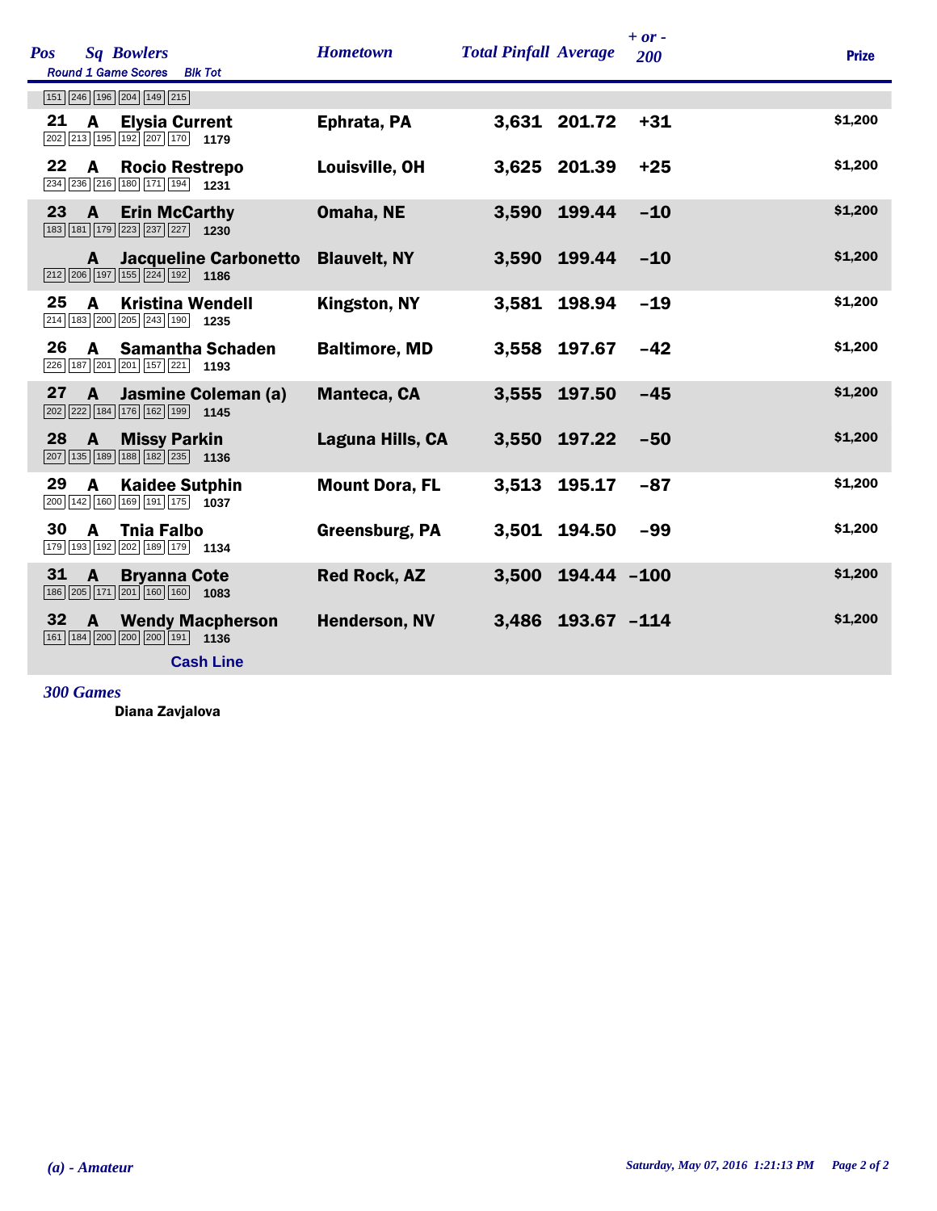| Pos | Sq | Bowlers / Round 1 Game Scores | Blk Tot | Hometown | Total Pinfall | Average | + or - 200 | Prize |
|---|---|---|---|---|---|---|---|---|
| | | 151 246 196 204 149 215 | | | | | | |
| 21 | A | **Elysia Current** 202 213 195 192 207 170 | 1179 | Ephrata, PA | 3,631 | 201.72 | +31 | $1,200 |
| 22 | A | **Rocio Restrepo** 234 236 216 180 171 194 | 1231 | Louisville, OH | 3,625 | 201.39 | +25 | $1,200 |
| 23 | A | **Erin McCarthy** 183 181 179 223 237 227 | 1230 | Omaha, NE | 3,590 | 199.44 | -10 | $1,200 |
| | A | **Jacqueline Carbonetto** 212 206 197 155 224 192 | 1186 | Blauvelt, NY | 3,590 | 199.44 | -10 | $1,200 |
| 25 | A | **Kristina Wendell** 214 183 200 205 243 190 | 1235 | Kingston, NY | 3,581 | 198.94 | -19 | $1,200 |
| 26 | A | **Samantha Schaden** 226 187 201 201 157 221 | 1193 | Baltimore, MD | 3,558 | 197.67 | -42 | $1,200 |
| 27 | A | **Jasmine Coleman (a)** 202 222 184 176 162 199 | 1145 | Manteca, CA | 3,555 | 197.50 | -45 | $1,200 |
| 28 | A | **Missy Parkin** 207 135 189 188 182 235 | 1136 | Laguna Hills, CA | 3,550 | 197.22 | -50 | $1,200 |
| 29 | A | **Kaidee Sutphin** 200 142 160 169 191 175 | 1037 | Mount Dora, FL | 3,513 | 195.17 | -87 | $1,200 |
| 30 | A | **Tnia Falbo** 179 193 192 202 189 179 | 1134 | Greensburg, PA | 3,501 | 194.50 | -99 | $1,200 |
| 31 | A | **Bryanna Cote** 186 205 171 201 160 160 | 1083 | Red Rock, AZ | 3,500 | 194.44 | -100 | $1,200 |
| 32 | A | **Wendy Macpherson** 161 184 200 200 200 191 | 1136 | Henderson, NV | 3,486 | 193.67 | -114 | $1,200 |

**Cash Line**

*300 Games*

Diana Zavjalova

*(a) - Amateur*